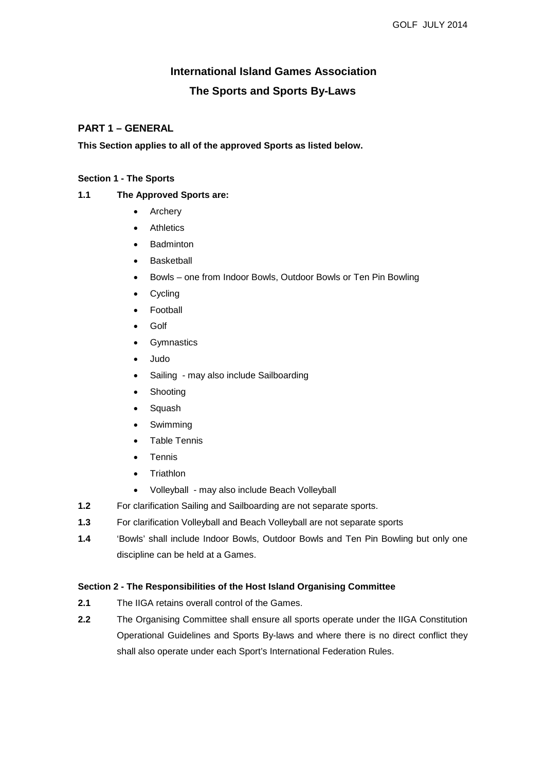# International Island Games Association

## The Sports and Sports By-Laws

### PART 1 – GENERAL

**This Section applies to all of the approved Sports as listed below.**

**Section 1 - The Sports**

**1.1 The Approved Sports are:**

- Archery
- Athletics
- Badminton
- Basketball
- Bowls – one from Indoor Bowls, Outdoor Bowls or Ten Pin Bowling
- Cycling
- Football
- Golf
- Gymnastics
- Judo
- Sailing - may also include Sailboarding
- Shooting
- Squash
- Swimming
- Table Tennis
- Tennis
- Triathlon
- Volleyball - may also include Beach Volleyball

**1.2** For clarification Sailing and Sailboarding are not separate sports.

**1.3** For clarification Volleyball and Beach Volleyball are not separate sports

**1.4** 'Bowls' shall include Indoor Bowls, Outdoor Bowls and Ten Pin Bowling but only one discipline can be held at a Games.

**Section 2 - The Responsibilities of the Host Island Organising Committee**

**2.1** The IIGA retains overall control of the Games.

**2.2** The Organising Committee shall ensure all sports operate under the IIGA Constitution Operational Guidelines and Sports By-laws and where there is no direct conflict they shall also operate under each Sport's International Federation Rules.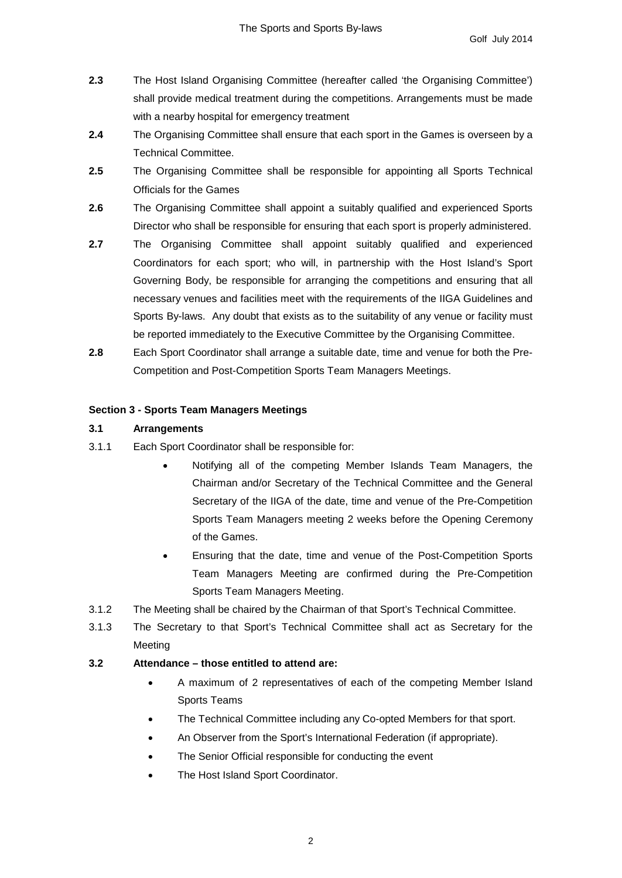**2.3** The Host Island Organising Committee (hereafter called 'the Organising Committee') shall provide medical treatment during the competitions. Arrangements must be made with a nearby hospital for emergency treatment

**2.4** The Organising Committee shall ensure that each sport in the Games is overseen by a Technical Committee.

**2.5** The Organising Committee shall be responsible for appointing all Sports Technical Officials for the Games

**2.6** The Organising Committee shall appoint a suitably qualified and experienced Sports Director who shall be responsible for ensuring that each sport is properly administered.

**2.7** The Organising Committee shall appoint suitably qualified and experienced Coordinators for each sport; who will, in partnership with the Host Island's Sport Governing Body, be responsible for arranging the competitions and ensuring that all necessary venues and facilities meet with the requirements of the IIGA Guidelines and Sports By-laws. Any doubt that exists as to the suitability of any venue or facility must be reported immediately to the Executive Committee by the Organising Committee.

**2.8** Each Sport Coordinator shall arrange a suitable date, time and venue for both the Pre-Competition and Post-Competition Sports Team Managers Meetings.

### Section 3 - Sports Team Managers Meetings

**3.1 Arrangements**

3.1.1 Each Sport Coordinator shall be responsible for:

- Notifying all of the competing Member Islands Team Managers, the Chairman and/or Secretary of the Technical Committee and the General Secretary of the IIGA of the date, time and venue of the Pre-Competition Sports Team Managers meeting 2 weeks before the Opening Ceremony of the Games.
- Ensuring that the date, time and venue of the Post-Competition Sports Team Managers Meeting are confirmed during the Pre-Competition Sports Team Managers Meeting.

3.1.2 The Meeting shall be chaired by the Chairman of that Sport's Technical Committee.

3.1.3 The Secretary to that Sport's Technical Committee shall act as Secretary for the Meeting

**3.2 Attendance – those entitled to attend are:**

- A maximum of 2 representatives of each of the competing Member Island Sports Teams
- The Technical Committee including any Co-opted Members for that sport.
- An Observer from the Sport's International Federation (if appropriate).
- The Senior Official responsible for conducting the event
- The Host Island Sport Coordinator.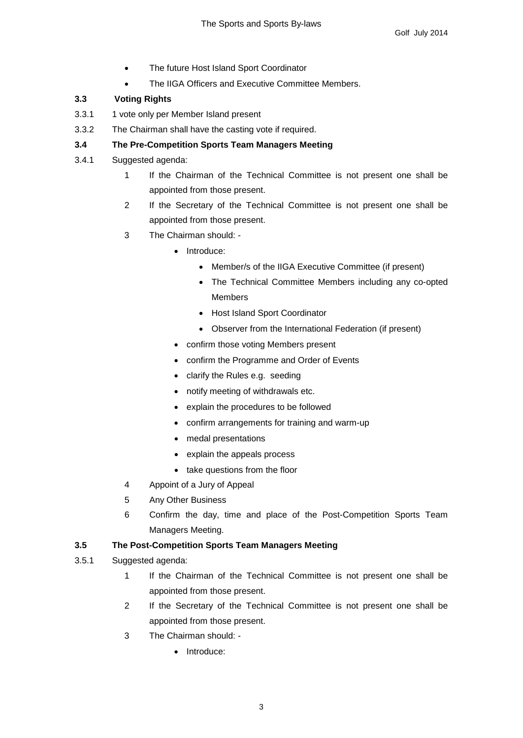- The future Host Island Sport Coordinator
- The IIGA Officers and Executive Committee Members.

### 3.3 Voting Rights

3.3.1 1 vote only per Member Island present

3.3.2 The Chairman shall have the casting vote if required.

### 3.4 The Pre-Competition Sports Team Managers Meeting

3.4.1 Suggested agenda:

1. If the Chairman of the Technical Committee is not present one shall be appointed from those present.
2. If the Secretary of the Technical Committee is not present one shall be appointed from those present.
3. The Chairman should: -
   - Introduce:
     - Member/s of the IIGA Executive Committee (if present)
     - The Technical Committee Members including any co-opted Members
     - Host Island Sport Coordinator
     - Observer from the International Federation (if present)
   - confirm those voting Members present
   - confirm the Programme and Order of Events
   - clarify the Rules e.g. seeding
   - notify meeting of withdrawals etc.
   - explain the procedures to be followed
   - confirm arrangements for training and warm-up
   - medal presentations
   - explain the appeals process
   - take questions from the floor
4. Appoint of a Jury of Appeal
5. Any Other Business
6. Confirm the day, time and place of the Post-Competition Sports Team Managers Meeting.

### 3.5 The Post-Competition Sports Team Managers Meeting

3.5.1 Suggested agenda:

1. If the Chairman of the Technical Committee is not present one shall be appointed from those present.
2. If the Secretary of the Technical Committee is not present one shall be appointed from those present.
3. The Chairman should: -
   - Introduce: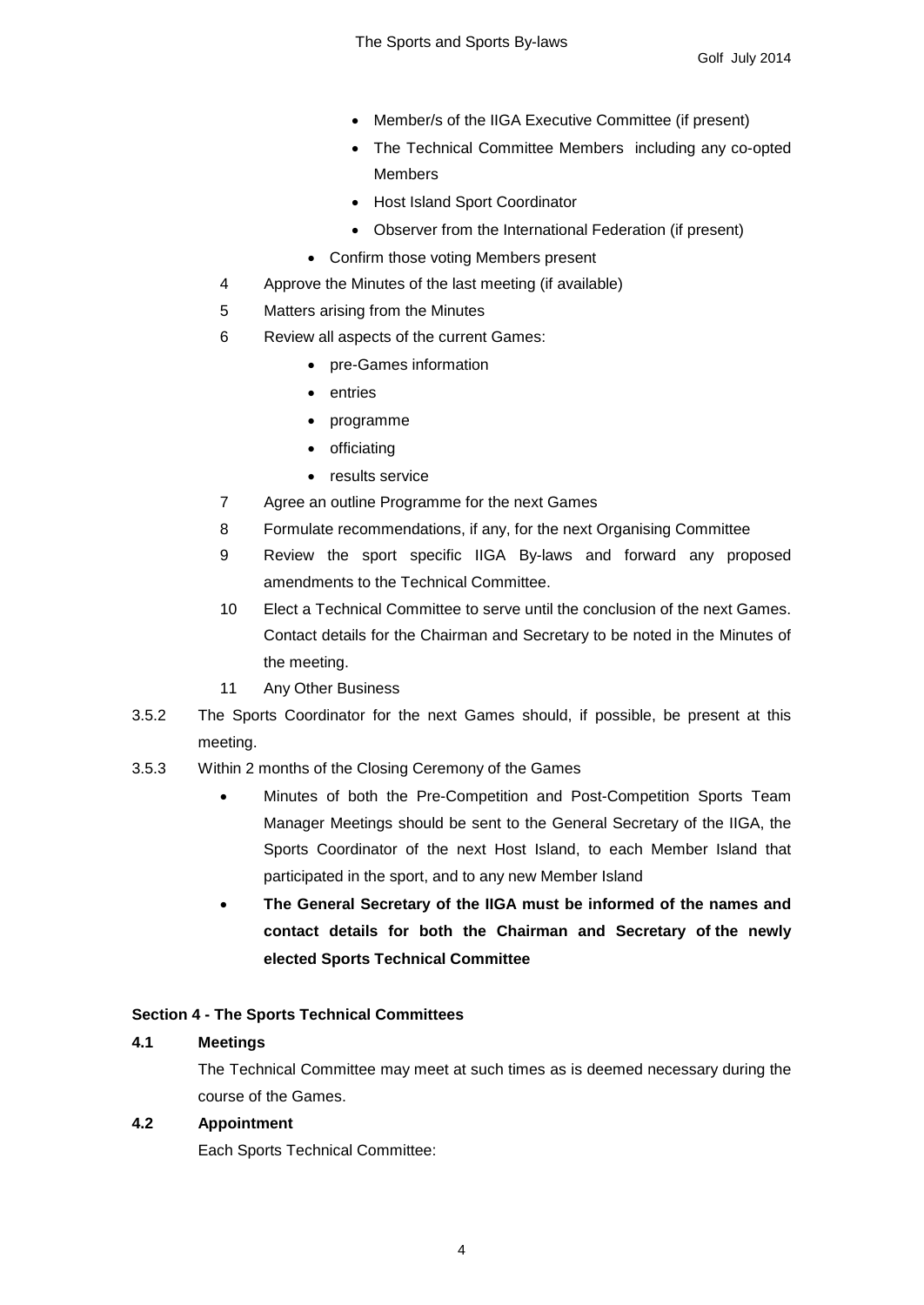- Member/s of the IIGA Executive Committee (if present)
        - The Technical Committee Members including any co-opted Members
        - Host Island Sport Coordinator
        - Observer from the International Federation (if present)
    - Confirm those voting Members present

4 Approve the Minutes of the last meeting (if available)

5 Matters arising from the Minutes

6 Review all aspects of the current Games:
    - pre-Games information
    - entries
    - programme
    - officiating
    - results service

7 Agree an outline Programme for the next Games

8 Formulate recommendations, if any, for the next Organising Committee

9 Review the sport specific IIGA By-laws and forward any proposed amendments to the Technical Committee.

10 Elect a Technical Committee to serve until the conclusion of the next Games. Contact details for the Chairman and Secretary to be noted in the Minutes of the meeting.

11 Any Other Business

3.5.2 The Sports Coordinator for the next Games should, if possible, be present at this meeting.

3.5.3 Within 2 months of the Closing Ceremony of the Games

- Minutes of both the Pre-Competition and Post-Competition Sports Team Manager Meetings should be sent to the General Secretary of the IIGA, the Sports Coordinator of the next Host Island, to each Member Island that participated in the sport, and to any new Member Island
- **The General Secretary of the IIGA must be informed of the names and contact details for both the Chairman and Secretary of the newly elected Sports Technical Committee**

### Section 4 - The Sports Technical Committees

**4.1 Meetings**

The Technical Committee may meet at such times as is deemed necessary during the course of the Games.

**4.2 Appointment**

Each Sports Technical Committee: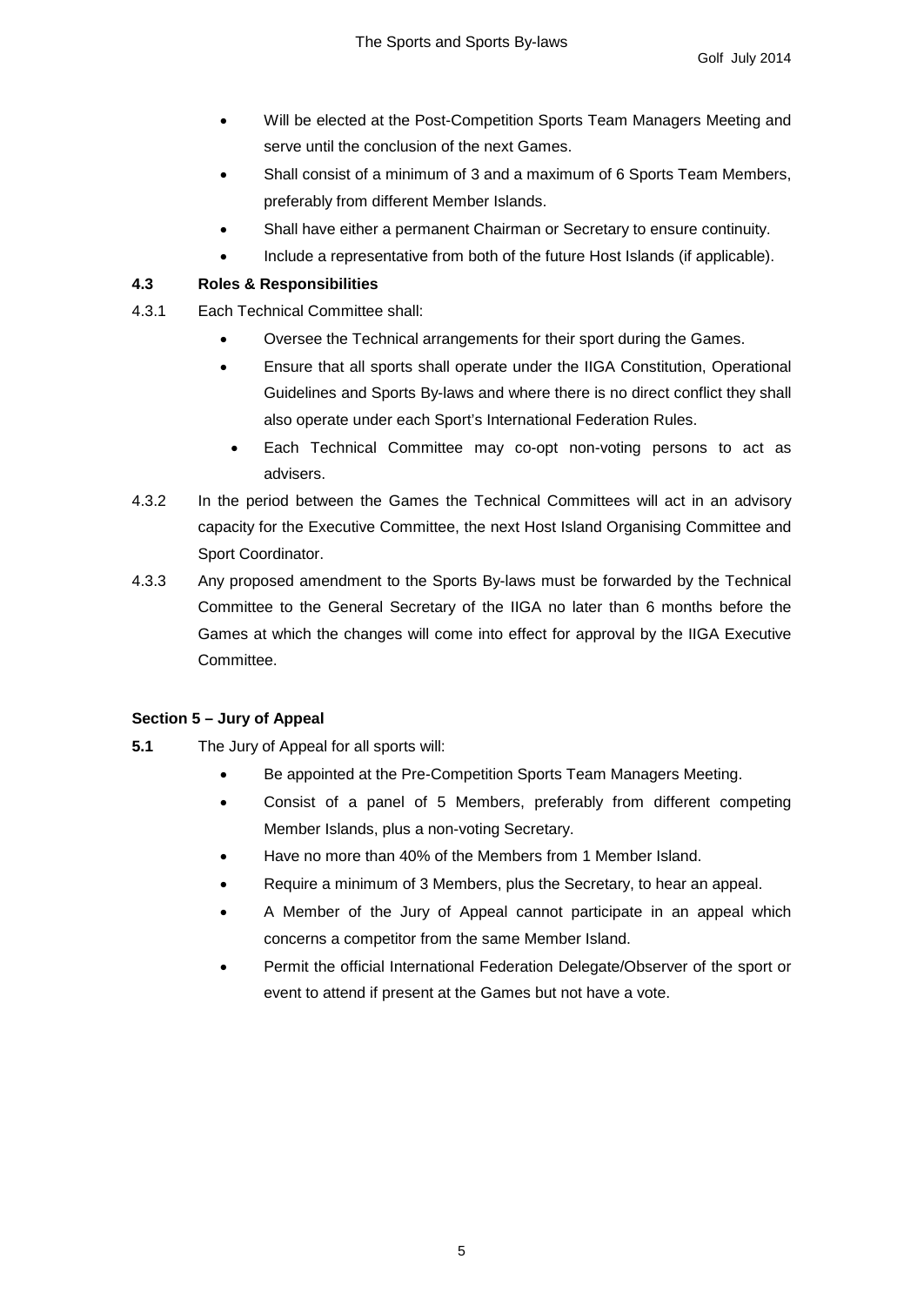- Will be elected at the Post-Competition Sports Team Managers Meeting and serve until the conclusion of the next Games.
- Shall consist of a minimum of 3 and a maximum of 6 Sports Team Members, preferably from different Member Islands.
- Shall have either a permanent Chairman or Secretary to ensure continuity.
- Include a representative from both of the future Host Islands (if applicable).

**4.3 Roles & Responsibilities**

4.3.1 Each Technical Committee shall:

- Oversee the Technical arrangements for their sport during the Games.
- Ensure that all sports shall operate under the IIGA Constitution, Operational Guidelines and Sports By-laws and where there is no direct conflict they shall also operate under each Sport's International Federation Rules.
- Each Technical Committee may co-opt non-voting persons to act as advisers.

4.3.2 In the period between the Games the Technical Committees will act in an advisory capacity for the Executive Committee, the next Host Island Organising Committee and Sport Coordinator.

4.3.3 Any proposed amendment to the Sports By-laws must be forwarded by the Technical Committee to the General Secretary of the IIGA no later than 6 months before the Games at which the changes will come into effect for approval by the IIGA Executive Committee.

**Section 5 – Jury of Appeal**

**5.1** The Jury of Appeal for all sports will:

- Be appointed at the Pre-Competition Sports Team Managers Meeting.
- Consist of a panel of 5 Members, preferably from different competing Member Islands, plus a non-voting Secretary.
- Have no more than 40% of the Members from 1 Member Island.
- Require a minimum of 3 Members, plus the Secretary, to hear an appeal.
- A Member of the Jury of Appeal cannot participate in an appeal which concerns a competitor from the same Member Island.
- Permit the official International Federation Delegate/Observer of the sport or event to attend if present at the Games but not have a vote.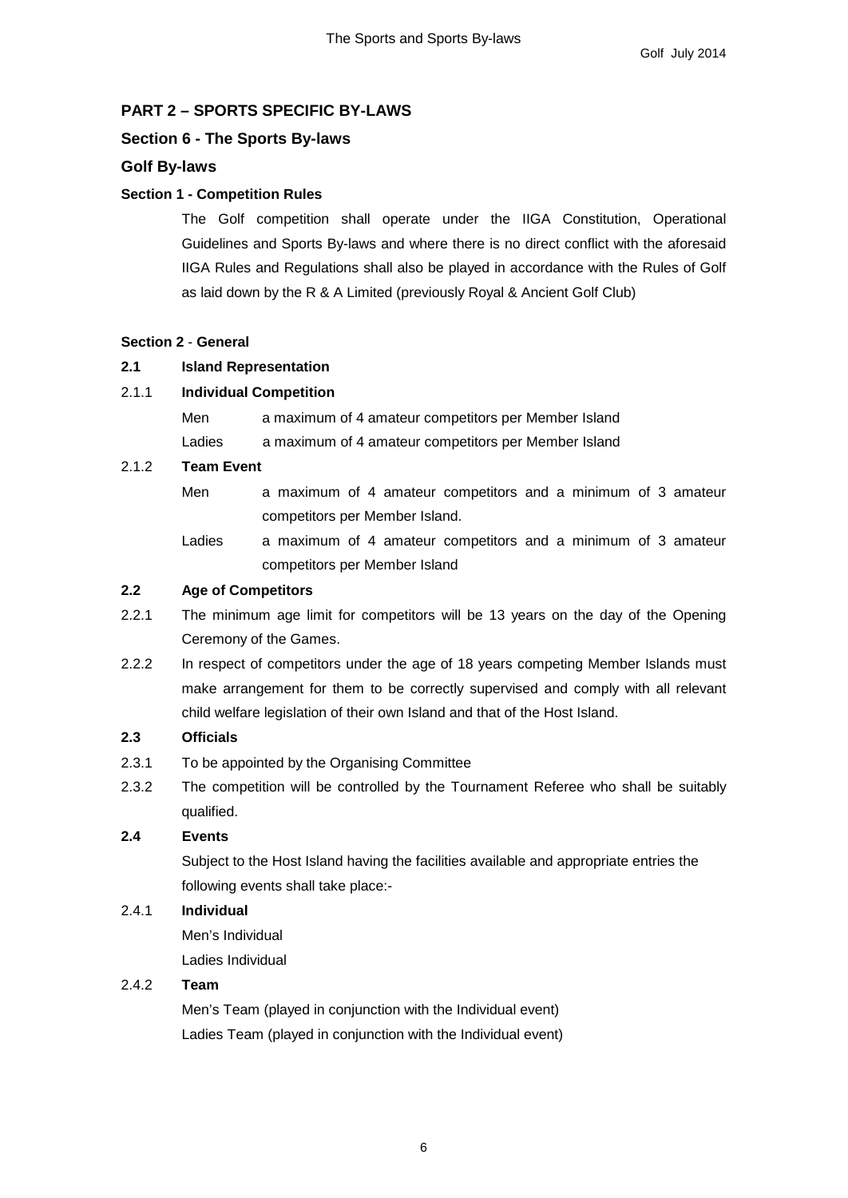## PART 2 – SPORTS SPECIFIC BY-LAWS

## Section 6 - The Sports By-laws

## Golf By-laws

### Section 1 - Competition Rules

The Golf competition shall operate under the IIGA Constitution, Operational Guidelines and Sports By-laws and where there is no direct conflict with the aforesaid IIGA Rules and Regulations shall also be played in accordance with the Rules of Golf as laid down by the R & A Limited (previously Royal & Ancient Golf Club)

### Section 2 - General

**2.1 Island Representation**

2.1.1 **Individual Competition**

Men — a maximum of 4 amateur competitors per Member Island

Ladies — a maximum of 4 amateur competitors per Member Island

2.1.2 **Team Event**

Men — a maximum of 4 amateur competitors and a minimum of 3 amateur competitors per Member Island.

Ladies — a maximum of 4 amateur competitors and a minimum of 3 amateur competitors per Member Island

**2.2 Age of Competitors**

2.2.1 The minimum age limit for competitors will be 13 years on the day of the Opening Ceremony of the Games.

2.2.2 In respect of competitors under the age of 18 years competing Member Islands must make arrangement for them to be correctly supervised and comply with all relevant child welfare legislation of their own Island and that of the Host Island.

**2.3 Officials**

2.3.1 To be appointed by the Organising Committee

2.3.2 The competition will be controlled by the Tournament Referee who shall be suitably qualified.

**2.4 Events**

Subject to the Host Island having the facilities available and appropriate entries the following events shall take place:-

2.4.1 **Individual**

Men's Individual

Ladies Individual

2.4.2 **Team**

Men's Team (played in conjunction with the Individual event)

Ladies Team (played in conjunction with the Individual event)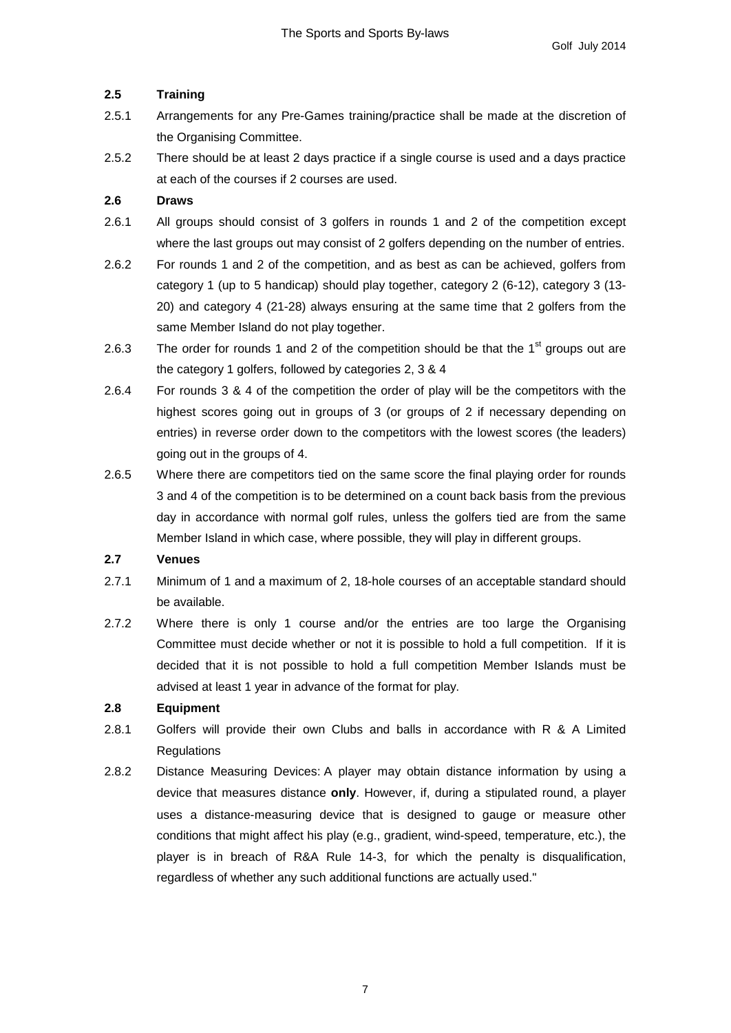### 2.5 Training

2.5.1 Arrangements for any Pre-Games training/practice shall be made at the discretion of the Organising Committee.

2.5.2 There should be at least 2 days practice if a single course is used and a days practice at each of the courses if 2 courses are used.

### 2.6 Draws

2.6.1 All groups should consist of 3 golfers in rounds 1 and 2 of the competition except where the last groups out may consist of 2 golfers depending on the number of entries.

2.6.2 For rounds 1 and 2 of the competition, and as best as can be achieved, golfers from category 1 (up to 5 handicap) should play together, category 2 (6-12), category 3 (13-20) and category 4 (21-28) always ensuring at the same time that 2 golfers from the same Member Island do not play together.

2.6.3 The order for rounds 1 and 2 of the competition should be that the 1st groups out are the category 1 golfers, followed by categories 2, 3 & 4

2.6.4 For rounds 3 & 4 of the competition the order of play will be the competitors with the highest scores going out in groups of 3 (or groups of 2 if necessary depending on entries) in reverse order down to the competitors with the lowest scores (the leaders) going out in the groups of 4.

2.6.5 Where there are competitors tied on the same score the final playing order for rounds 3 and 4 of the competition is to be determined on a count back basis from the previous day in accordance with normal golf rules, unless the golfers tied are from the same Member Island in which case, where possible, they will play in different groups.

### 2.7 Venues

2.7.1 Minimum of 1 and a maximum of 2, 18-hole courses of an acceptable standard should be available.

2.7.2 Where there is only 1 course and/or the entries are too large the Organising Committee must decide whether or not it is possible to hold a full competition. If it is decided that it is not possible to hold a full competition Member Islands must be advised at least 1 year in advance of the format for play.

### 2.8 Equipment

2.8.1 Golfers will provide their own Clubs and balls in accordance with R & A Limited Regulations

2.8.2 Distance Measuring Devices: A player may obtain distance information by using a device that measures distance **only**. However, if, during a stipulated round, a player uses a distance-measuring device that is designed to gauge or measure other conditions that might affect his play (e.g., gradient, wind-speed, temperature, etc.), the player is in breach of R&A Rule 14-3, for which the penalty is disqualification, regardless of whether any such additional functions are actually used."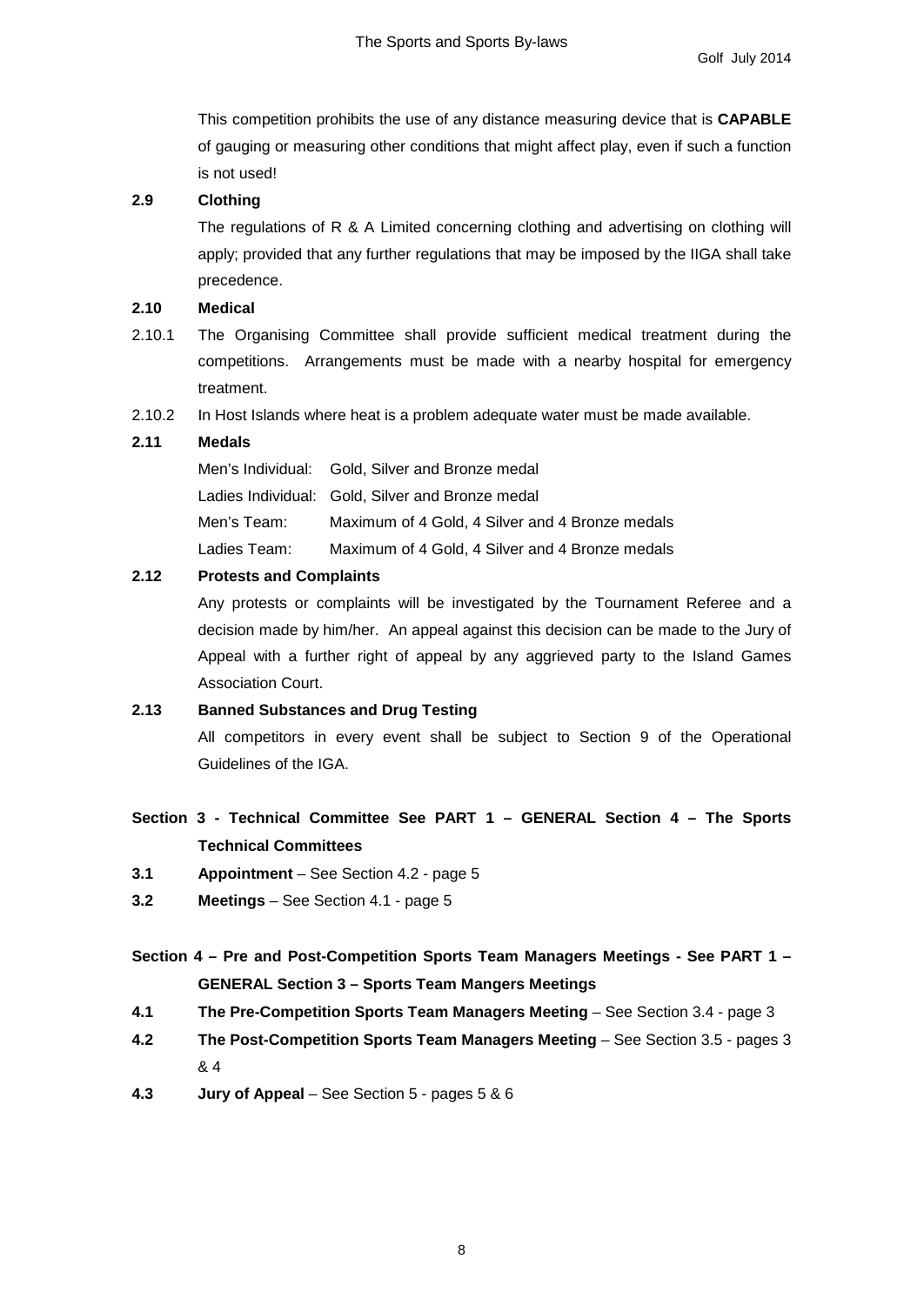This competition prohibits the use of any distance measuring device that is **CAPABLE** of gauging or measuring other conditions that might affect play, even if such a function is not used!

**2.9 Clothing**

The regulations of R & A Limited concerning clothing and advertising on clothing will apply; provided that any further regulations that may be imposed by the IIGA shall take precedence.

**2.10 Medical**

2.10.1 The Organising Committee shall provide sufficient medical treatment during the competitions. Arrangements must be made with a nearby hospital for emergency treatment.

2.10.2 In Host Islands where heat is a problem adequate water must be made available.

**2.11 Medals**

| | |
|---|---|
| Men's Individual: | Gold, Silver and Bronze medal |
| Ladies Individual: | Gold, Silver and Bronze medal |
| Men's Team: | Maximum of 4 Gold, 4 Silver and 4 Bronze medals |
| Ladies Team: | Maximum of 4 Gold, 4 Silver and 4 Bronze medals |

**2.12 Protests and Complaints**

Any protests or complaints will be investigated by the Tournament Referee and a decision made by him/her. An appeal against this decision can be made to the Jury of Appeal with a further right of appeal by any aggrieved party to the Island Games Association Court.

**2.13 Banned Substances and Drug Testing**

All competitors in every event shall be subject to Section 9 of the Operational Guidelines of the IGA.

## Section 3 - Technical Committee See PART 1 – GENERAL Section 4 – The Sports Technical Committees

**3.1 Appointment** – See Section 4.2 - page 5

**3.2 Meetings** – See Section 4.1 - page 5

## Section 4 – Pre and Post-Competition Sports Team Managers Meetings - See PART 1 – GENERAL Section 3 – Sports Team Mangers Meetings

**4.1 The Pre-Competition Sports Team Managers Meeting** – See Section 3.4 - page 3

**4.2 The Post-Competition Sports Team Managers Meeting** – See Section 3.5 - pages 3 & 4

**4.3 Jury of Appeal** – See Section 5 - pages 5 & 6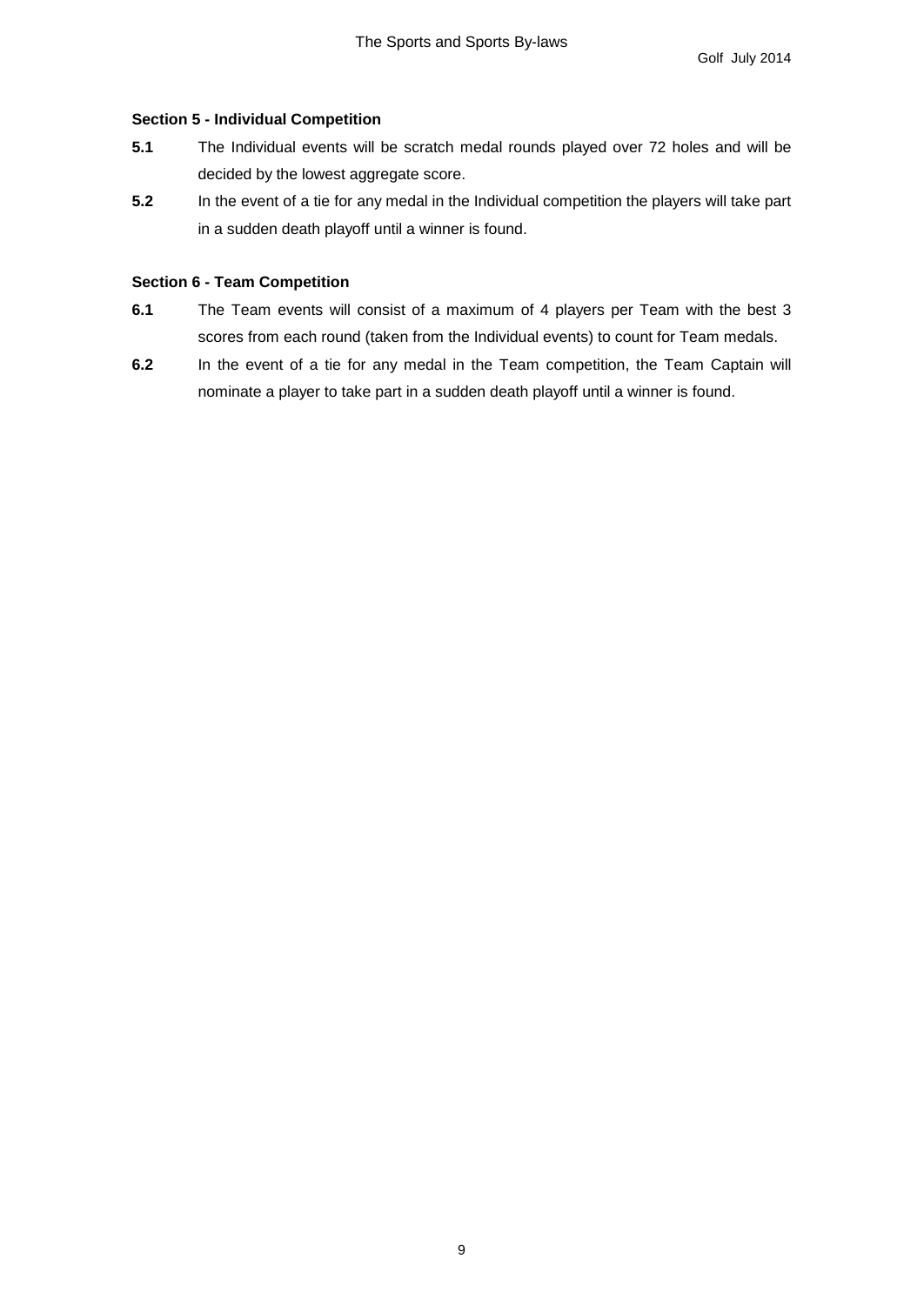### Section 5 - Individual Competition

**5.1** The Individual events will be scratch medal rounds played over 72 holes and will be decided by the lowest aggregate score.

**5.2** In the event of a tie for any medal in the Individual competition the players will take part in a sudden death playoff until a winner is found.

### Section 6 - Team Competition

**6.1** The Team events will consist of a maximum of 4 players per Team with the best 3 scores from each round (taken from the Individual events) to count for Team medals.

**6.2** In the event of a tie for any medal in the Team competition, the Team Captain will nominate a player to take part in a sudden death playoff until a winner is found.